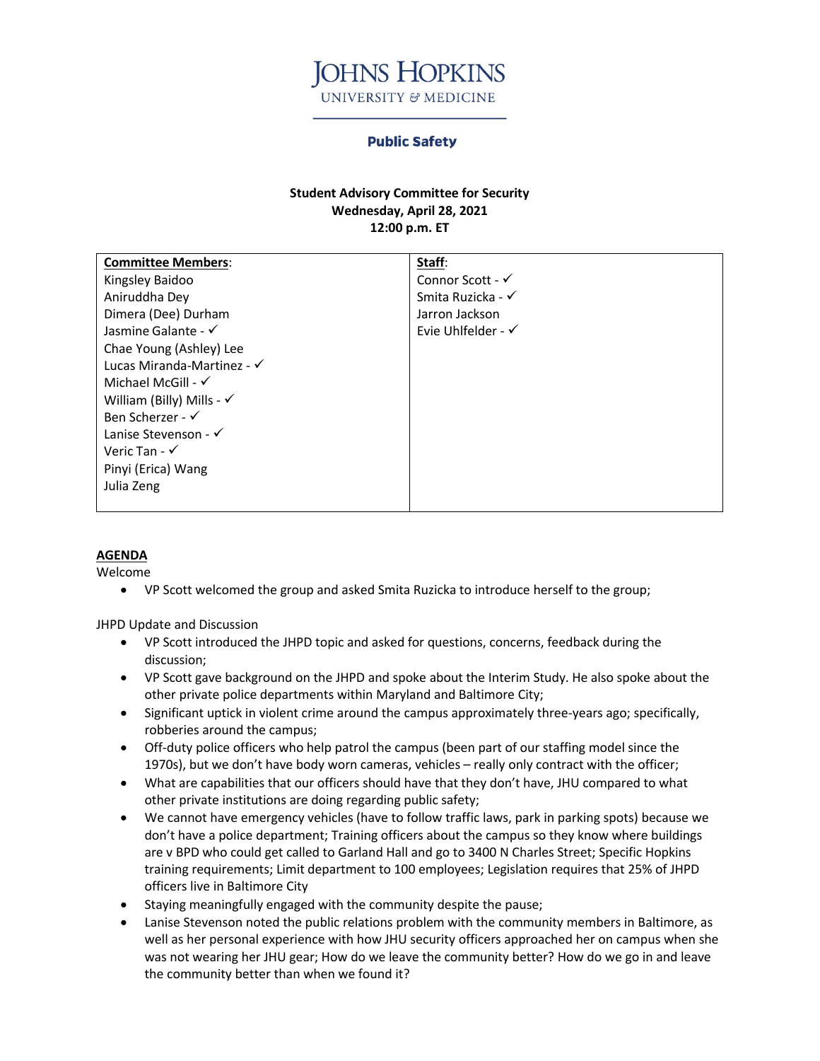# JOHNS HOPKINS
UNIVERSITY & MEDICINE

## Public Safety

**Student Advisory Committee for Security**
**Wednesday, April 28, 2021**
**12:00 p.m. ET**

| **Committee Members**: | **Staff**: |
|---|---|
| Kingsley Baidoo | Connor Scott - ✓ |
| Aniruddha Dey | Smita Ruzicka - ✓ |
| Dimera (Dee) Durham | Jarron Jackson |
| Jasmine Galante - ✓ | Evie Uhlfelder - ✓ |
| Chae Young (Ashley) Lee | |
| Lucas Miranda-Martinez - ✓ | |
| Michael McGill - ✓ | |
| William (Billy) Mills - ✓ | |
| Ben Scherzer - ✓ | |
| Lanise Stevenson - ✓ | |
| Veric Tan - ✓ | |
| Pinyi (Erica) Wang | |
| Julia Zeng | |

**AGENDA**

Welcome

- VP Scott welcomed the group and asked Smita Ruzicka to introduce herself to the group;

JHPD Update and Discussion

- VP Scott introduced the JHPD topic and asked for questions, concerns, feedback during the discussion;
- VP Scott gave background on the JHPD and spoke about the Interim Study. He also spoke about the other private police departments within Maryland and Baltimore City;
- Significant uptick in violent crime around the campus approximately three-years ago; specifically, robberies around the campus;
- Off-duty police officers who help patrol the campus (been part of our staffing model since the 1970s), but we don't have body worn cameras, vehicles – really only contract with the officer;
- What are capabilities that our officers should have that they don't have, JHU compared to what other private institutions are doing regarding public safety;
- We cannot have emergency vehicles (have to follow traffic laws, park in parking spots) because we don't have a police department; Training officers about the campus so they know where buildings are v BPD who could get called to Garland Hall and go to 3400 N Charles Street; Specific Hopkins training requirements; Limit department to 100 employees; Legislation requires that 25% of JHPD officers live in Baltimore City
- Staying meaningfully engaged with the community despite the pause;
- Lanise Stevenson noted the public relations problem with the community members in Baltimore, as well as her personal experience with how JHU security officers approached her on campus when she was not wearing her JHU gear; How do we leave the community better? How do we go in and leave the community better than when we found it?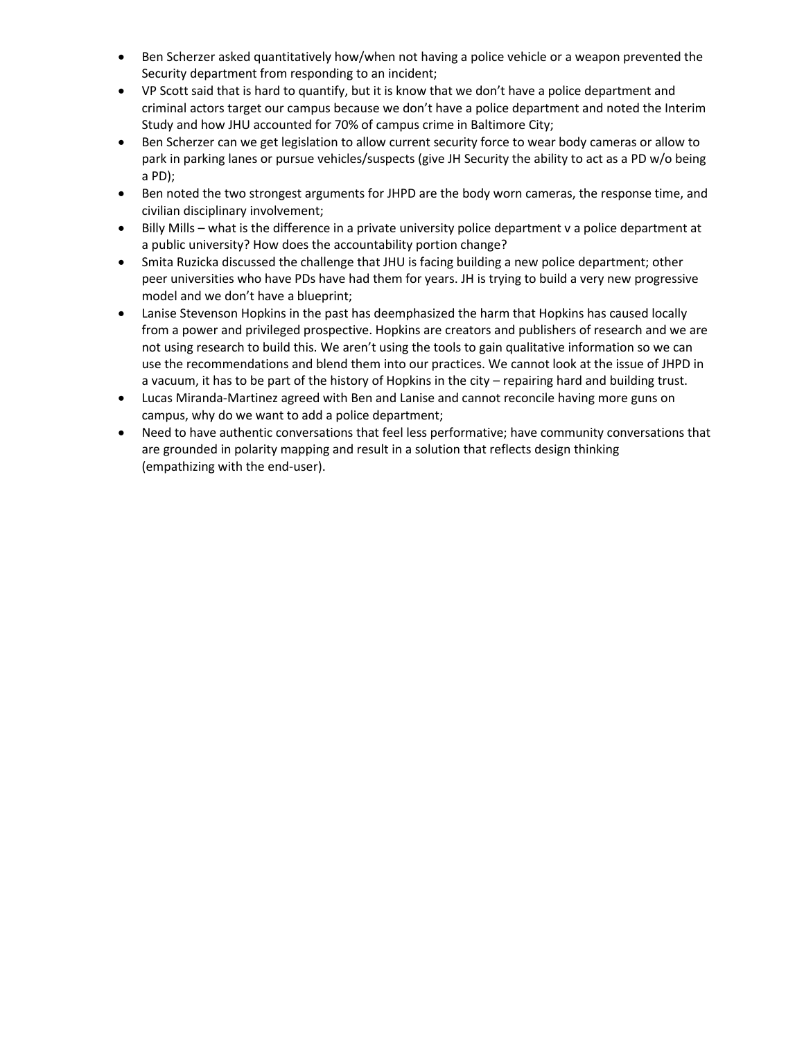- Ben Scherzer asked quantitatively how/when not having a police vehicle or a weapon prevented the Security department from responding to an incident;
- VP Scott said that is hard to quantify, but it is know that we don't have a police department and criminal actors target our campus because we don't have a police department and noted the Interim Study and how JHU accounted for 70% of campus crime in Baltimore City;
- Ben Scherzer can we get legislation to allow current security force to wear body cameras or allow to park in parking lanes or pursue vehicles/suspects (give JH Security the ability to act as a PD w/o being a PD);
- Ben noted the two strongest arguments for JHPD are the body worn cameras, the response time, and civilian disciplinary involvement;
- Billy Mills – what is the difference in a private university police department v a police department at a public university? How does the accountability portion change?
- Smita Ruzicka discussed the challenge that JHU is facing building a new police department; other peer universities who have PDs have had them for years. JH is trying to build a very new progressive model and we don't have a blueprint;
- Lanise Stevenson Hopkins in the past has deemphasized the harm that Hopkins has caused locally from a power and privileged prospective. Hopkins are creators and publishers of research and we are not using research to build this. We aren't using the tools to gain qualitative information so we can use the recommendations and blend them into our practices. We cannot look at the issue of JHPD in a vacuum, it has to be part of the history of Hopkins in the city – repairing hard and building trust.
- Lucas Miranda-Martinez agreed with Ben and Lanise and cannot reconcile having more guns on campus, why do we want to add a police department;
- Need to have authentic conversations that feel less performative; have community conversations that are grounded in polarity mapping and result in a solution that reflects design thinking (empathizing with the end-user).